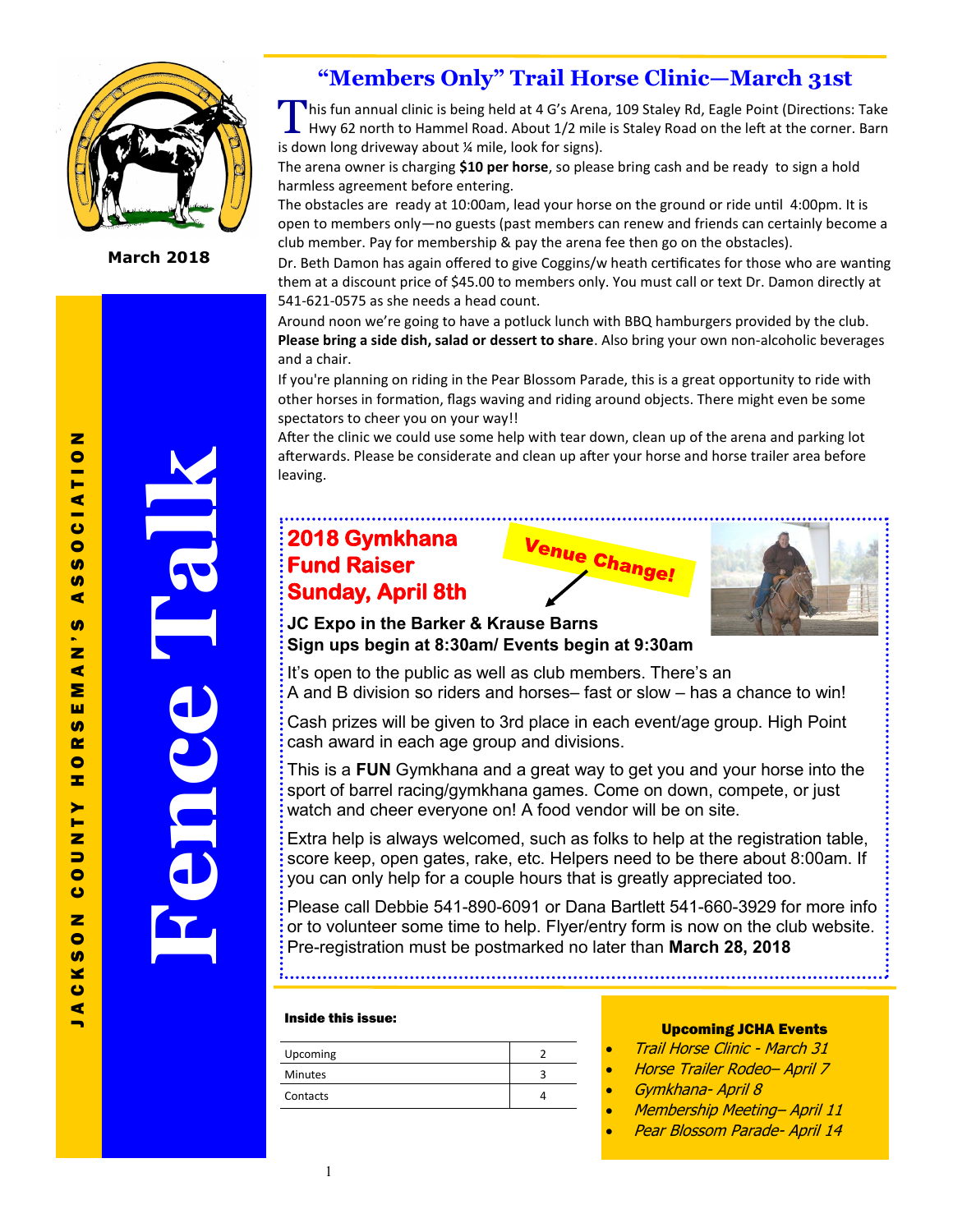# Fence Talk

JACKSON COUNTY HORSEMAN'S ASSOCIATION

March 2018

## "Members Only" Trail Horse Clinic—March 31st

This fun annual clinic is being held at 4 G's Arena, 109 Staley Rd, Eagle Point (Directions: Take Hwy 62 north to Hammel Road. About 1/2 mile is Staley Road on the left at the corner. Barn is down long driveway about ¼ mile, look for signs).

The arena owner is charging **$10 per horse**, so please bring cash and be ready to sign a hold harmless agreement before entering.

The obstacles are ready at 10:00am, lead your horse on the ground or ride until 4:00pm. It is open to members only—no guests (past members can renew and friends can certainly become a club member. Pay for membership & pay the arena fee then go on the obstacles).

Dr. Beth Damon has again offered to give Coggins/w heath certificates for those who are wanting them at a discount price of $45.00 to members only. You must call or text Dr. Damon directly at 541-621-0575 as she needs a head count.

Around noon we're going to have a potluck lunch with BBQ hamburgers provided by the club. **Please bring a side dish, salad or dessert to share**. Also bring your own non-alcoholic beverages and a chair.

If you're planning on riding in the Pear Blossom Parade, this is a great opportunity to ride with other horses in formation, flags waving and riding around objects. There might even be some spectators to cheer you on your way!!

After the clinic we could use some help with tear down, clean up of the arena and parking lot afterwards. Please be considerate and clean up after your horse and horse trailer area before leaving.

## 2018 Gymkhana Fund Raiser Sunday, April 8th

**Venue Change!**

**JC Expo in the Barker & Krause Barns**
**Sign ups begin at 8:30am/ Events begin at 9:30am**

It's open to the public as well as club members. There's an A and B division so riders and horses– fast or slow – has a chance to win!

Cash prizes will be given to 3rd place in each event/age group. High Point cash award in each age group and divisions.

This is a **FUN** Gymkhana and a great way to get you and your horse into the sport of barrel racing/gymkhana games. Come on down, compete, or just watch and cheer everyone on! A food vendor will be on site.

Extra help is always welcomed, such as folks to help at the registration table, score keep, open gates, rake, etc. Helpers need to be there about 8:00am. If you can only help for a couple hours that is greatly appreciated too.

Please call Debbie 541-890-6091 or Dana Bartlett 541-660-3929 for more info or to volunteer some time to help. Flyer/entry form is now on the club website. Pre-registration must be postmarked no later than **March 28, 2018**

**Inside this issue:**

| | |
|---|---|
| Upcoming | 2 |
| Minutes | 3 |
| Contacts | 4 |

**Upcoming JCHA Events**

- *Trail Horse Clinic - March 31*
- *Horse Trailer Rodeo– April 7*
- *Gymkhana- April 8*
- *Membership Meeting– April 11*
- *Pear Blossom Parade- April 14*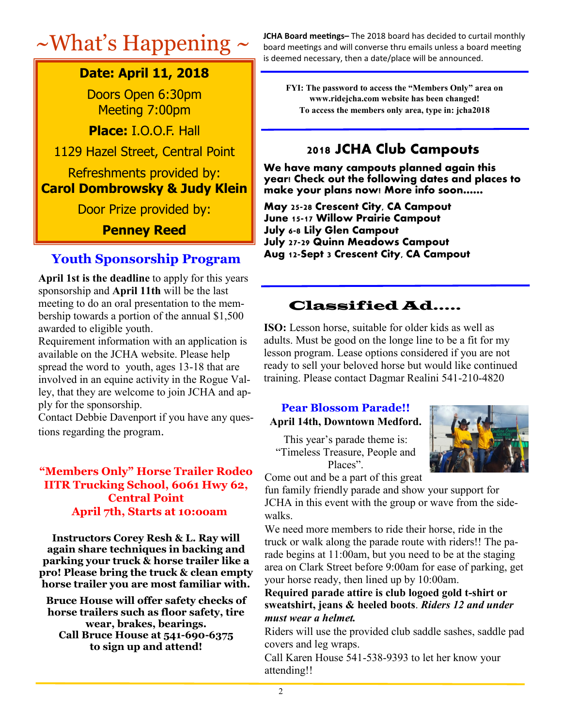# ~What's Happening ~

**Date: April 11, 2018**

Doors Open 6:30pm
Meeting 7:00pm

**Place:** I.O.O.F. Hall

1129 Hazel Street, Central Point

Refreshments provided by:
**Carol Dombrowsky & Judy Klein**

Door Prize provided by:

**Penney Reed**

## Youth Sponsorship Program

**April 1st is the deadline** to apply for this years sponsorship and **April 11th** will be the last meeting to do an oral presentation to the membership towards a portion of the annual $1,500 awarded to eligible youth.
Requirement information with an application is available on the JCHA website. Please help spread the word to youth, ages 13-18 that are involved in an equine activity in the Rogue Valley, that they are welcome to join JCHA and apply for the sponsorship.
Contact Debbie Davenport if you have any questions regarding the program.

## "Members Only" Horse Trailer Rodeo IITR Trucking School, 6061 Hwy 62, Central Point April 7th, Starts at 10:00am

**Instructors Corey Resh & L. Ray will again share techniques in backing and parking your truck & horse trailer like a pro! Please bring the truck & clean empty horse trailer you are most familiar with.**

**Bruce House will offer safety checks of horse trailers such as floor safety, tire wear, brakes, bearings.**
**Call Bruce House at 541-690-6375 to sign up and attend!**

**JCHA Board meetings–** The 2018 board has decided to curtail monthly board meetings and will converse thru emails unless a board meeting is deemed necessary, then a date/place will be announced.

**FYI: The password to access the "Members Only" area on www.ridejcha.com website has been changed!**
**To access the members only area, type in: jcha2018**

## 2018 JCHA Club Campouts

**We have many campouts planned again this year! Check out the following dates and places to make your plans now! More info soon……**

**May 25-28 Crescent City, CA Campout**
**June 15-17 Willow Prairie Campout**
**July 6-8 Lily Glen Campout**
**July 27-29 Quinn Meadows Campout**
**Aug 12-Sept 3 Crescent City, CA Campout**

## Classified Ad…..

**ISO:** Lesson horse, suitable for older kids as well as adults. Must be good on the longe line to be a fit for my lesson program. Lease options considered if you are not ready to sell your beloved horse but would like continued training. Please contact Dagmar Realini 541-210-4820

## Pear Blossom Parade!!

**April 14th, Downtown Medford.**

This year's parade theme is: "Timeless Treasure, People and Places".

Come out and be a part of this great fun family friendly parade and show your support for JCHA in this event with the group or wave from the sidewalks.
We need more members to ride their horse, ride in the truck or walk along the parade route with riders!! The parade begins at 11:00am, but you need to be at the staging area on Clark Street before 9:00am for ease of parking, get your horse ready, then lined up by 10:00am.
**Required parade attire is club logoed gold t-shirt or sweatshirt, jeans & heeled boots**. ***Riders 12 and under must wear a helmet.***
Riders will use the provided club saddle sashes, saddle pad covers and leg wraps.
Call Karen House 541-538-9393 to let her know your attending!!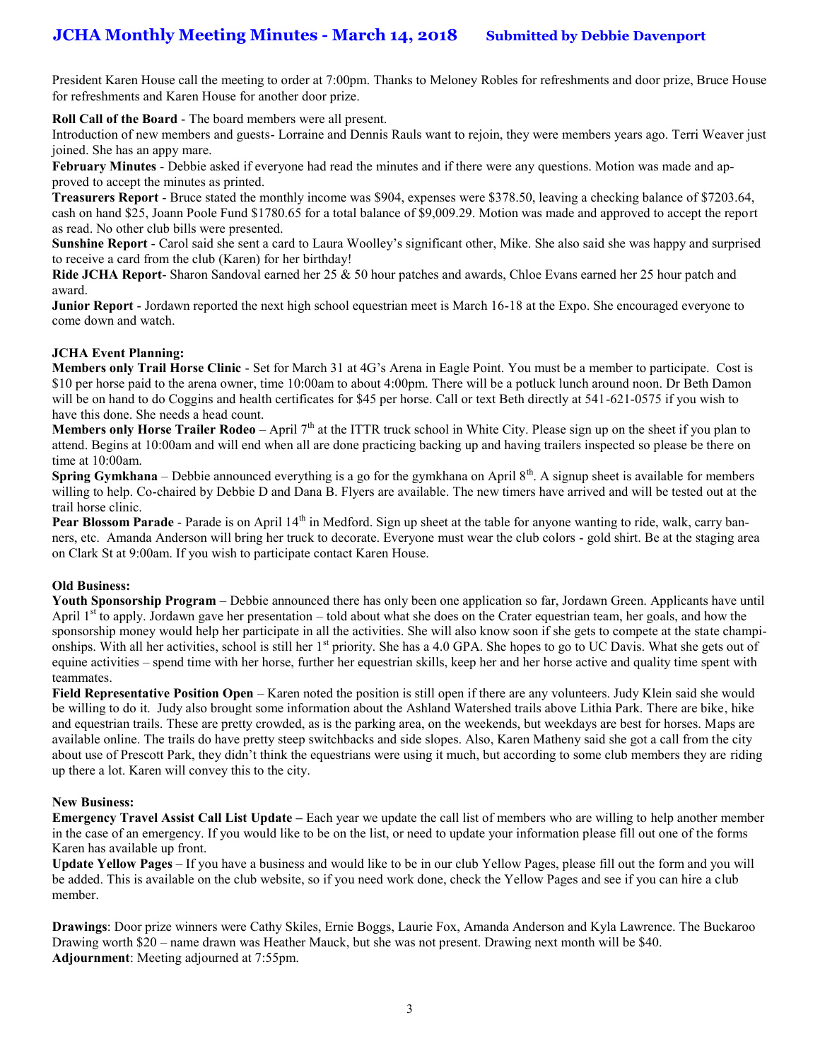# JCHA Monthly Meeting Minutes - March 14, 2018 Submitted by Debbie Davenport

President Karen House call the meeting to order at 7:00pm. Thanks to Meloney Robles for refreshments and door prize, Bruce House for refreshments and Karen House for another door prize.

**Roll Call of the Board** - The board members were all present.

Introduction of new members and guests- Lorraine and Dennis Rauls want to rejoin, they were members years ago. Terri Weaver just joined. She has an appy mare.

**February Minutes** - Debbie asked if everyone had read the minutes and if there were any questions. Motion was made and approved to accept the minutes as printed.

**Treasurers Report** - Bruce stated the monthly income was $904, expenses were $378.50, leaving a checking balance of $7203.64, cash on hand $25, Joann Poole Fund $1780.65 for a total balance of $9,009.29. Motion was made and approved to accept the report as read. No other club bills were presented.

**Sunshine Report** - Carol said she sent a card to Laura Woolley's significant other, Mike. She also said she was happy and surprised to receive a card from the club (Karen) for her birthday!

**Ride JCHA Report**- Sharon Sandoval earned her 25 & 50 hour patches and awards, Chloe Evans earned her 25 hour patch and award.

**Junior Report** - Jordawn reported the next high school equestrian meet is March 16-18 at the Expo. She encouraged everyone to come down and watch.

**JCHA Event Planning:**

**Members only Trail Horse Clinic** - Set for March 31 at 4G's Arena in Eagle Point. You must be a member to participate. Cost is $10 per horse paid to the arena owner, time 10:00am to about 4:00pm. There will be a potluck lunch around noon. Dr Beth Damon will be on hand to do Coggins and health certificates for $45 per horse. Call or text Beth directly at 541-621-0575 if you wish to have this done. She needs a head count.

**Members only Horse Trailer Rodeo** – April 7th at the ITTR truck school in White City. Please sign up on the sheet if you plan to attend. Begins at 10:00am and will end when all are done practicing backing up and having trailers inspected so please be there on time at 10:00am.

**Spring Gymkhana** – Debbie announced everything is a go for the gymkhana on April 8th. A signup sheet is available for members willing to help. Co-chaired by Debbie D and Dana B. Flyers are available. The new timers have arrived and will be tested out at the trail horse clinic.

**Pear Blossom Parade** - Parade is on April 14th in Medford. Sign up sheet at the table for anyone wanting to ride, walk, carry banners, etc. Amanda Anderson will bring her truck to decorate. Everyone must wear the club colors - gold shirt. Be at the staging area on Clark St at 9:00am. If you wish to participate contact Karen House.

**Old Business:**

**Youth Sponsorship Program** – Debbie announced there has only been one application so far, Jordawn Green. Applicants have until April 1st to apply. Jordawn gave her presentation – told about what she does on the Crater equestrian team, her goals, and how the sponsorship money would help her participate in all the activities. She will also know soon if she gets to compete at the state championships. With all her activities, school is still her 1st priority. She has a 4.0 GPA. She hopes to go to UC Davis. What she gets out of equine activities – spend time with her horse, further her equestrian skills, keep her and her horse active and quality time spent with teammates.

**Field Representative Position Open** – Karen noted the position is still open if there are any volunteers. Judy Klein said she would be willing to do it. Judy also brought some information about the Ashland Watershed trails above Lithia Park. There are bike, hike and equestrian trails. These are pretty crowded, as is the parking area, on the weekends, but weekdays are best for horses. Maps are available online. The trails do have pretty steep switchbacks and side slopes. Also, Karen Matheny said she got a call from the city about use of Prescott Park, they didn't think the equestrians were using it much, but according to some club members they are riding up there a lot. Karen will convey this to the city.

**New Business:**

**Emergency Travel Assist Call List Update –** Each year we update the call list of members who are willing to help another member in the case of an emergency. If you would like to be on the list, or need to update your information please fill out one of the forms Karen has available up front.

**Update Yellow Pages** – If you have a business and would like to be in our club Yellow Pages, please fill out the form and you will be added. This is available on the club website, so if you need work done, check the Yellow Pages and see if you can hire a club member.

**Drawings**: Door prize winners were Cathy Skiles, Ernie Boggs, Laurie Fox, Amanda Anderson and Kyla Lawrence. The Buckaroo Drawing worth $20 – name drawn was Heather Mauck, but she was not present. Drawing next month will be $40.

**Adjournment**: Meeting adjourned at 7:55pm.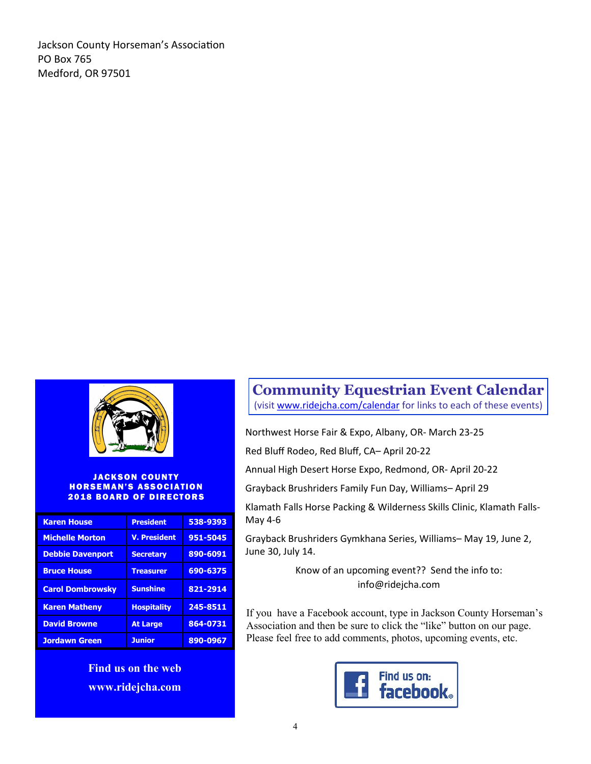Jackson County Horseman's Association
PO Box 765
Medford, OR 97501

### JACKSON COUNTY HORSEMAN'S ASSOCIATION 2018 BOARD OF DIRECTORS

| | | |
|---|---|---|
| Karen House | President | 538-9393 |
| Michelle Morton | V. President | 951-5045 |
| Debbie Davenport | Secretary | 890-6091 |
| Bruce House | Treasurer | 690-6375 |
| Carol Dombrowsky | Sunshine | 821-2914 |
| Karen Matheny | Hospitality | 245-8511 |
| David Browne | At Large | 864-0731 |
| Jordawn Green | Junior | 890-0967 |

**Find us on the web**
**www.ridejcha.com**

## Community Equestrian Event Calendar

(visit www.ridejcha.com/calendar for links to each of these events)

Northwest Horse Fair & Expo, Albany, OR- March 23-25

Red Bluff Rodeo, Red Bluff, CA– April 20-22

Annual High Desert Horse Expo, Redmond, OR- April 20-22

Grayback Brushriders Family Fun Day, Williams– April 29

Klamath Falls Horse Packing & Wilderness Skills Clinic, Klamath Falls- May 4-6

Grayback Brushriders Gymkhana Series, Williams– May 19, June 2, June 30, July 14.

Know of an upcoming event?? Send the info to:
info@ridejcha.com

If you have a Facebook account, type in Jackson County Horseman's Association and then be sure to click the "like" button on our page. Please feel free to add comments, photos, upcoming events, etc.

Find us on: facebook